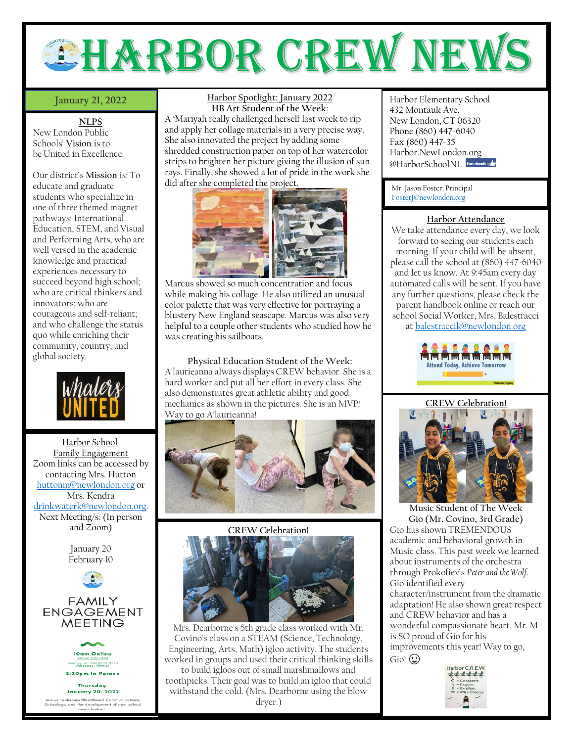# HARBOR CREW NEWS

**January 21, 2022**

## NLPS

New London Public Schools' **Vision** is to be United in Excellence.

Our district's **Mission** is: To educate and graduate students who specialize in one of three themed magnet pathways: International Education, STEM, and Visual and Performing Arts, who are well versed in the academic knowledge and practical experiences necessary to succeed beyond high school; who are critical thinkers and innovators; who are courageous and self-reliant; and who challenge the status quo while enriching their community, country, and global society.

Whalers UNITED

## Harbor School Family Engagement

Zoom links can be accessed by contacting Mrs. Hutton huttonm@newlondon.org or Mrs. Kendra drinkwaterk@newlondon.org.

Next Meeting/s: (In person and Zoom)

January 20
February 10

FAMILY ENGAGEMENT MEETING

10am Online
ZOOM LINK HERE
Meeting ID: 790 8203 3223
Passcode: Ybfmen

3:30pm In-Person

Thursday
January 20, 2022

Join us to discuss BlackBoard Communications, Schoology, and the development of next school year's budget.

## Harbor Spotlight: January 2022

**HB Art Student of the Week:**

A 'Mariyah really challenged herself last week to rip and apply her collage materials in a very precise way. She also innovated the project by adding some shredded construction paper on top of her watercolor strips to brighten her picture giving the illusion of sun rays. Finally, she showed a lot of pride in the work she did after she completed the project.

Marcus showed so much concentration and focus while making his collage. He also utilized an unusual color palette that was very effective for portraying a blustery New England seascape. Marcus was also very helpful to a couple other students who studied how he was creating his sailboats.

**Physical Education Student of the Week:**

A'laurieanna always displays CREW behavior. She is a hard worker and put all her effort in every class. She also demonstrates great athletic ability and good mechanics as shown in the pictures. She is an MVP! Way to go A'laurieanna!

## CREW Celebration!

Mrs. Dearborne's 5th grade class worked with Mr. Covino's class on a STEAM (Science, Technology, Engineering, Arts, Math) igloo activity. The students worked in groups and used their critical thinking skills to build igloos out of small marshmallows and toothpicks. Their goal was to build an igloo that could withstand the cold. (Mrs. Dearborne using the blow dryer.)

Harbor Elementary School
432 Montauk Ave.
New London, CT 06320
Phone (860) 447-6040
Fax (860) 447-35
Harbor.NewLondon.org
@HarborSchoolNL facebook

Mr. Jason Foster, Principal
FosterJ@newlondon.org

## Harbor Attendance

We take attendance every day, we look forward to seeing our students each morning. If your child will be absent, please call the school at (860) 447-6040 and let us know. At 9:45am every day automated calls will be sent. If you have any further questions, please check the parent handbook online or reach our school Social Worker, Mrs. Balestracci at balestraccik@newlondon.org

Attend Today, Achieve Tomorrow
#schooleveryday

## CREW Celebration!

**Music Student of The Week**
**Gio (Mr. Covino, 3rd Grade)**

Gio has shown TREMENDOUS academic and behavioral growth in Music class. This past week we learned about instruments of the orchestra through Prokofiev's *Peter and the Wolf*. Gio identified every character/instrument from the dramatic adaptation! He also shown great respect and CREW behavior and has a wonderful compassionate heart. Mr. M is SO proud of Gio for his improvements this year! Way to go, Gio! 😃

Harbor C.R.E.W.
C = Cooperate
R = Respect
E = Excellent
W = Wise Choices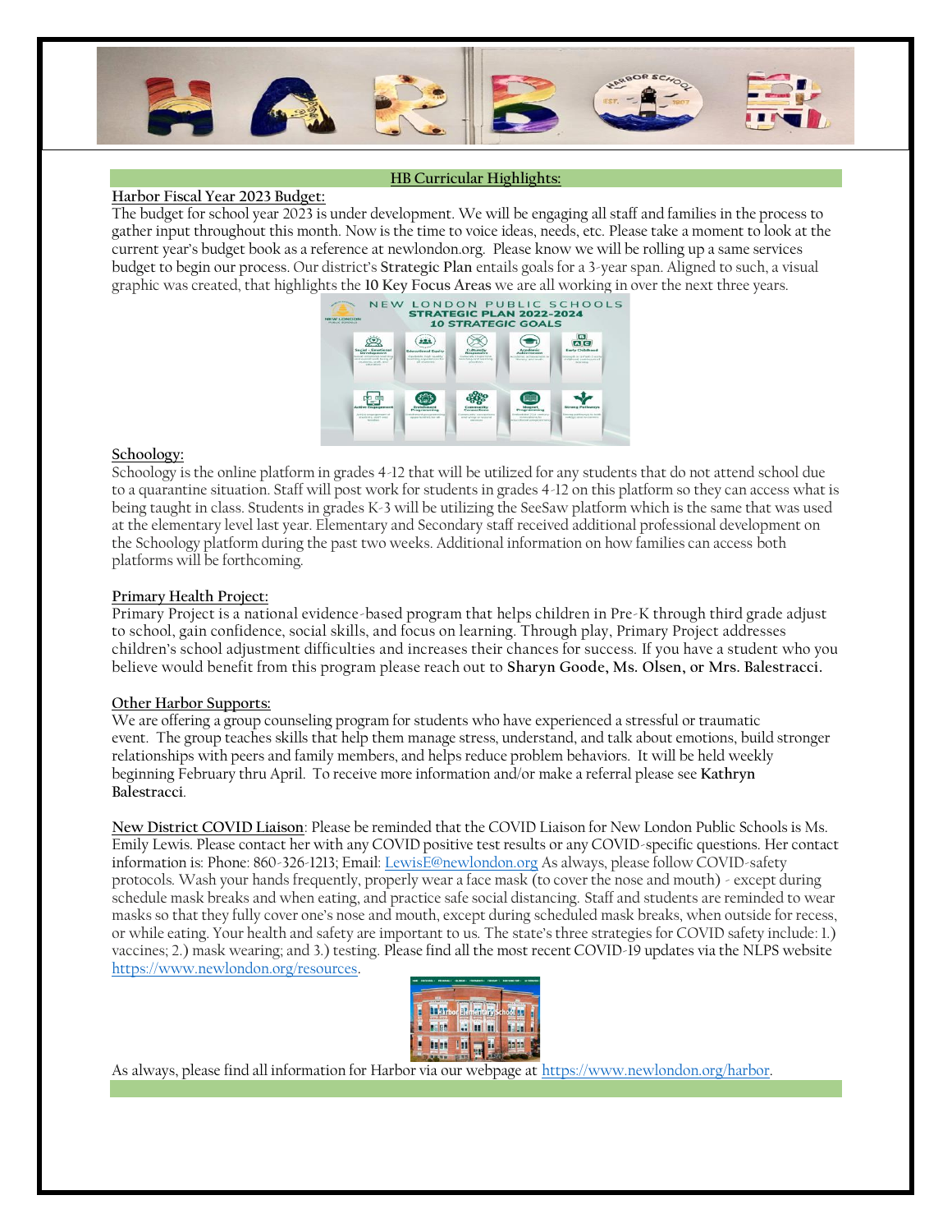## HB Curricular Highlights:

**Harbor Fiscal Year 2023 Budget:**

The budget for school year 2023 is under development. We will be engaging all staff and families in the process to gather input throughout this month. Now is the time to voice ideas, needs, etc. Please take a moment to look at the current year's budget book as a reference at newlondon.org. Please know we will be rolling up a same services budget to begin our process. Our district's **Strategic Plan** entails goals for a 3-year span. Aligned to such, a visual graphic was created, that highlights the **10 Key Focus Areas** we are all working in over the next three years.

**Schoology:**

Schoology is the online platform in grades 4-12 that will be utilized for any students that do not attend school due to a quarantine situation. Staff will post work for students in grades 4-12 on this platform so they can access what is being taught in class. Students in grades K-3 will be utilizing the SeeSaw platform which is the same that was used at the elementary level last year. Elementary and Secondary staff received additional professional development on the Schoology platform during the past two weeks. Additional information on how families can access both platforms will be forthcoming.

**Primary Health Project:**

Primary Project is a national evidence-based program that helps children in Pre-K through third grade adjust to school, gain confidence, social skills, and focus on learning. Through play, Primary Project addresses children's school adjustment difficulties and increases their chances for success. If you have a student who you believe would benefit from this program please reach out to **Sharyn Goode, Ms. Olsen, or Mrs. Balestracci.**

**Other Harbor Supports:**

We are offering a group counseling program for students who have experienced a stressful or traumatic event. The group teaches skills that help them manage stress, understand, and talk about emotions, build stronger relationships with peers and family members, and helps reduce problem behaviors. It will be held weekly beginning February thru April. To receive more information and/or make a referral please see **Kathryn Balestracci**.

**New District COVID Liaison**: Please be reminded that the COVID Liaison for New London Public Schools is Ms. Emily Lewis. Please contact her with any COVID positive test results or any COVID-specific questions. Her contact information is: Phone: 860-326-1213; Email: LewisE@newlondon.org As always, please follow COVID-safety protocols. Wash your hands frequently, properly wear a face mask (to cover the nose and mouth) - except during schedule mask breaks and when eating, and practice safe social distancing. Staff and students are reminded to wear masks so that they fully cover one's nose and mouth, except during scheduled mask breaks, when outside for recess, or while eating. Your health and safety are important to us. The state's three strategies for COVID safety include: 1.) vaccines; 2.) mask wearing; and 3.) testing. Please find all the most recent COVID-19 updates via the NLPS website https://www.newlondon.org/resources.

As always, please find all information for Harbor via our webpage at https://www.newlondon.org/harbor.